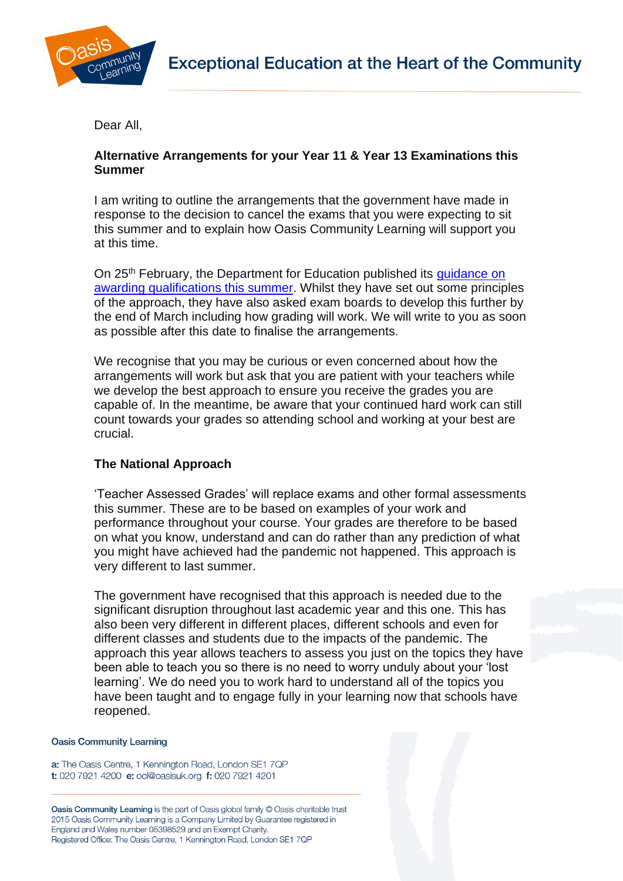Dear All,

**Alternative Arrangements for your Year 11 & Year 13 Examinations this Summer**

I am writing to outline the arrangements that the government have made in response to the decision to cancel the exams that you were expecting to sit this summer and to explain how Oasis Community Learning will support you at this time.

On 25th February, the Department for Education published its guidance on awarding qualifications this summer. Whilst they have set out some principles of the approach, they have also asked exam boards to develop this further by the end of March including how grading will work. We will write to you as soon as possible after this date to finalise the arrangements.

We recognise that you may be curious or even concerned about how the arrangements will work but ask that you are patient with your teachers while we develop the best approach to ensure you receive the grades you are capable of. In the meantime, be aware that your continued hard work can still count towards your grades so attending school and working at your best are crucial.

**The National Approach**

'Teacher Assessed Grades' will replace exams and other formal assessments this summer. These are to be based on examples of your work and performance throughout your course. Your grades are therefore to be based on what you know, understand and can do rather than any prediction of what you might have achieved had the pandemic not happened. This approach is very different to last summer.

The government have recognised that this approach is needed due to the significant disruption throughout last academic year and this one. This has also been very different in different places, different schools and even for different classes and students due to the impacts of the pandemic. The approach this year allows teachers to assess you just on the topics they have been able to teach you so there is no need to worry unduly about your 'lost learning'. We do need you to work hard to understand all of the topics you have been taught and to engage fully in your learning now that schools have reopened.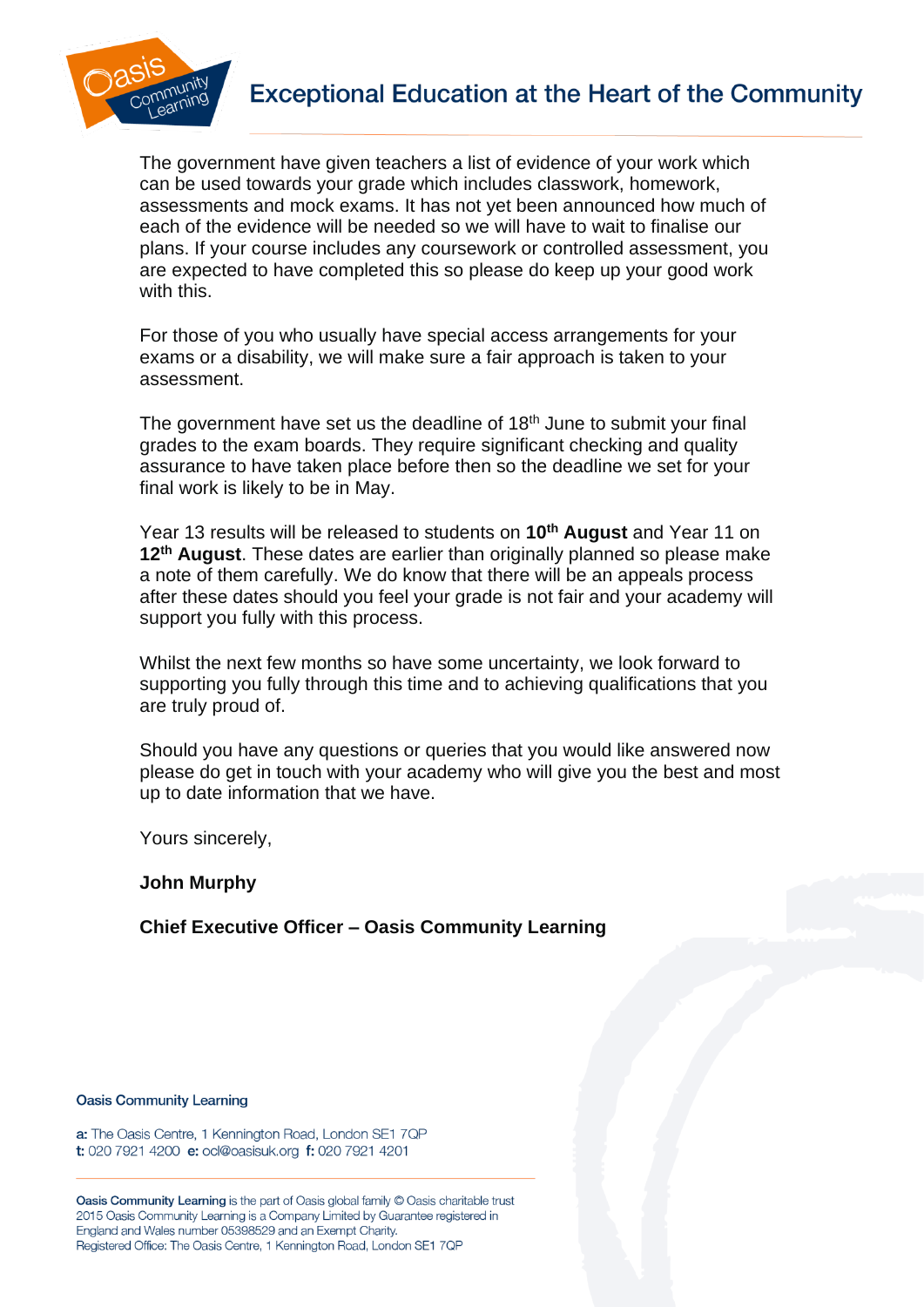The government have given teachers a list of evidence of your work which can be used towards your grade which includes classwork, homework, assessments and mock exams. It has not yet been announced how much of each of the evidence will be needed so we will have to wait to finalise our plans. If your course includes any coursework or controlled assessment, you are expected to have completed this so please do keep up your good work with this.

For those of you who usually have special access arrangements for your exams or a disability, we will make sure a fair approach is taken to your assessment.

The government have set us the deadline of 18th June to submit your final grades to the exam boards. They require significant checking and quality assurance to have taken place before then so the deadline we set for your final work is likely to be in May.

Year 13 results will be released to students on **10th August** and Year 11 on **12th August**. These dates are earlier than originally planned so please make a note of them carefully. We do know that there will be an appeals process after these dates should you feel your grade is not fair and your academy will support you fully with this process.

Whilst the next few months so have some uncertainty, we look forward to supporting you fully through this time and to achieving qualifications that you are truly proud of.

Should you have any questions or queries that you would like answered now please do get in touch with your academy who will give you the best and most up to date information that we have.

Yours sincerely,

**John Murphy**

**Chief Executive Officer – Oasis Community Learning**

**Oasis Community Learning**

**a:** The Oasis Centre, 1 Kennington Road, London SE1 7QP
**t:** 020 7921 4200 **e:** ocl@oasisuk.org **f:** 020 7921 4201

**Oasis Community Learning** is the part of Oasis global family © Oasis charitable trust 2015 Oasis Community Learning is a Company Limited by Guarantee registered in England and Wales number 05398529 and an Exempt Charity.
Registered Office: The Oasis Centre, 1 Kennington Road, London SE1 7QP